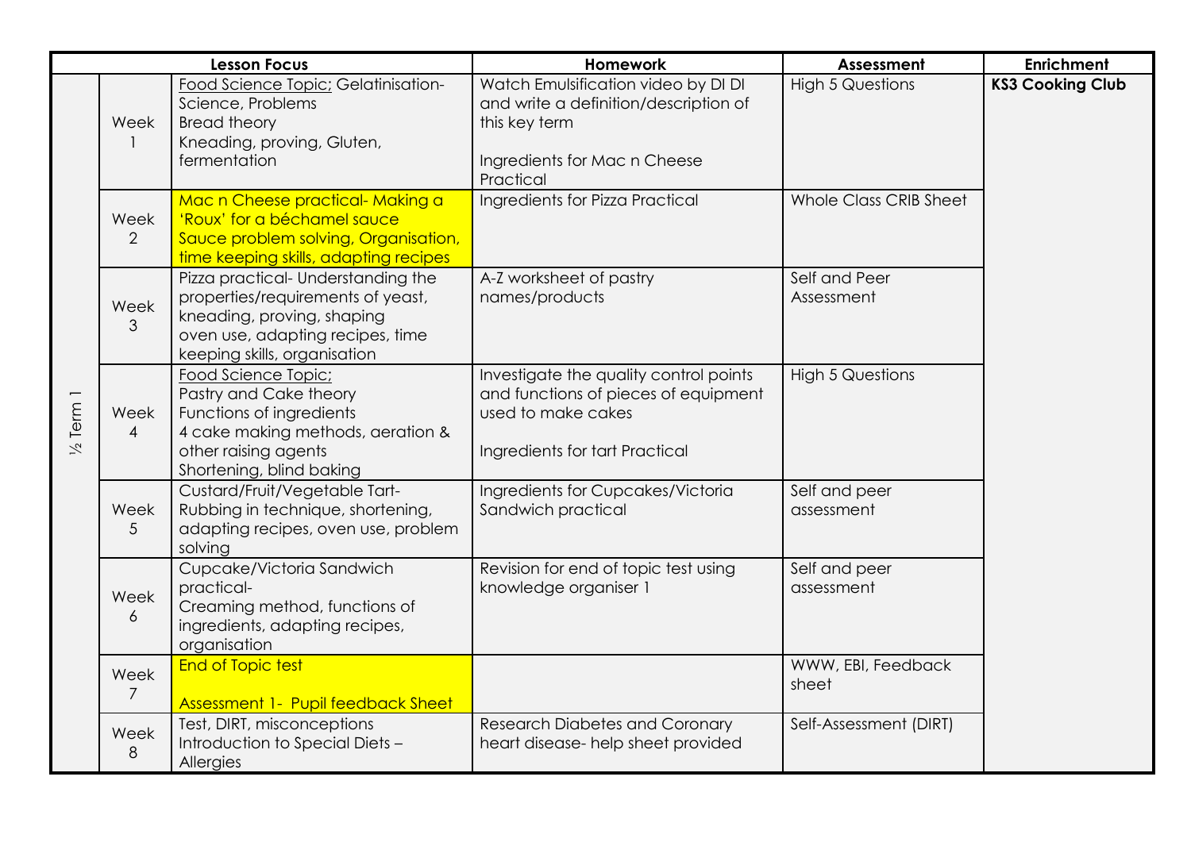| | | Lesson Focus | Homework | Assessment | Enrichment |
|---|---|---|---|---|---|
| ½ Term 1 | Week 1 | Food Science Topic; Gelatinisation- Science, Problems<br>Bread theory<br>Kneading, proving, Gluten, fermentation | Watch Emulsification video by Dl Dl and write a definition/description of this key term<br><br>Ingredients for Mac n Cheese Practical | High 5 Questions | **KS3 Cooking Club** |
| | Week 2 | Mac n Cheese practical- Making a 'Roux' for a béchamel sauce<br>Sauce problem solving, Organisation, time keeping skills, adapting recipes | Ingredients for Pizza Practical | Whole Class CRIB Sheet | |
| | Week 3 | Pizza practical- Understanding the properties/requirements of yeast, kneading, proving, shaping oven use, adapting recipes, time keeping skills, organisation | A-Z worksheet of pastry names/products | Self and Peer Assessment | |
| | Week 4 | Food Science Topic;<br>Pastry and Cake theory<br>Functions of ingredients<br>4 cake making methods, aeration & other raising agents<br>Shortening, blind baking | Investigate the quality control points and functions of pieces of equipment used to make cakes<br><br>Ingredients for tart Practical | High 5 Questions | |
| | Week 5 | Custard/Fruit/Vegetable Tart- Rubbing in technique, shortening, adapting recipes, oven use, problem solving | Ingredients for Cupcakes/Victoria Sandwich practical | Self and peer assessment | |
| | Week 6 | Cupcake/Victoria Sandwich practical-<br>Creaming method, functions of ingredients, adapting recipes, organisation | Revision for end of topic test using knowledge organiser 1 | Self and peer assessment | |
| | Week 7 | End of Topic test<br><br>Assessment 1- Pupil feedback Sheet | | WWW, EBI, Feedback sheet | |
| | Week 8 | Test, DIRT, misconceptions<br>Introduction to Special Diets – Allergies | Research Diabetes and Coronary heart disease- help sheet provided | Self-Assessment (DIRT) | |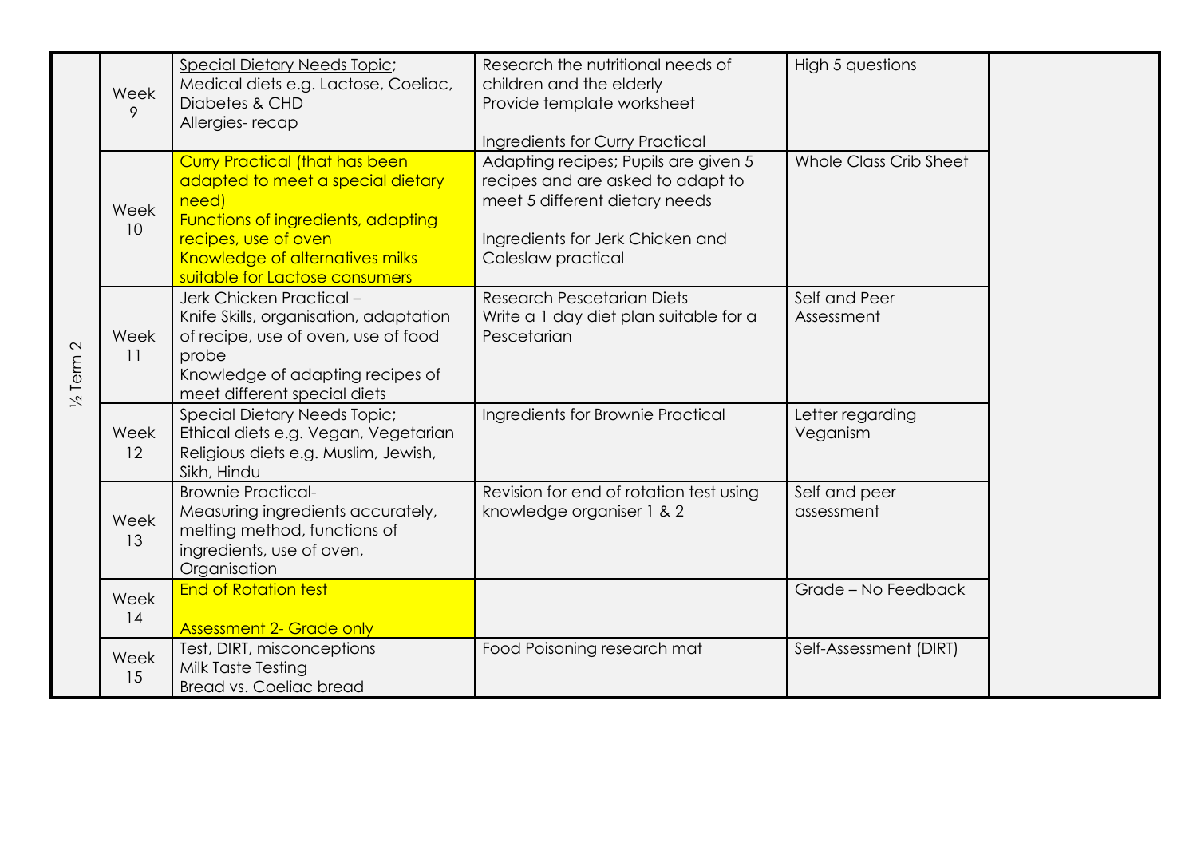| | | | | | |
|---|---|---|---|---|---|
| ½ Term 2 | Week 9 | Special Dietary Needs Topic;<br>Medical diets e.g. Lactose, Coeliac, Diabetes & CHD<br>Allergies- recap | Research the nutritional needs of children and the elderly<br>Provide template worksheet<br><br>Ingredients for Curry Practical | High 5 questions | |
| | Week 10 | Curry Practical (that has been adapted to meet a special dietary need)<br>Functions of ingredients, adapting recipes, use of oven<br>Knowledge of alternatives milks suitable for Lactose consumers | Adapting recipes; Pupils are given 5 recipes and are asked to adapt to meet 5 different dietary needs<br><br>Ingredients for Jerk Chicken and Coleslaw practical | Whole Class Crib Sheet | |
| | Week 11 | Jerk Chicken Practical –<br>Knife Skills, organisation, adaptation of recipe, use of oven, use of food probe<br>Knowledge of adapting recipes of meet different special diets | Research Pescetarian Diets<br>Write a 1 day diet plan suitable for a Pescetarian | Self and Peer Assessment | |
| | Week 12 | Special Dietary Needs Topic;<br>Ethical diets e.g. Vegan, Vegetarian<br>Religious diets e.g. Muslim, Jewish, Sikh, Hindu | Ingredients for Brownie Practical | Letter regarding Veganism | |
| | Week 13 | Brownie Practical-<br>Measuring ingredients accurately, melting method, functions of ingredients, use of oven,<br>Organisation | Revision for end of rotation test using knowledge organiser 1 & 2 | Self and peer assessment | |
| | Week 14 | End of Rotation test<br><br>Assessment 2- Grade only | | Grade – No Feedback | |
| | Week 15 | Test, DIRT, misconceptions<br>Milk Taste Testing<br>Bread vs. Coeliac bread | Food Poisoning research mat | Self-Assessment (DIRT) | |